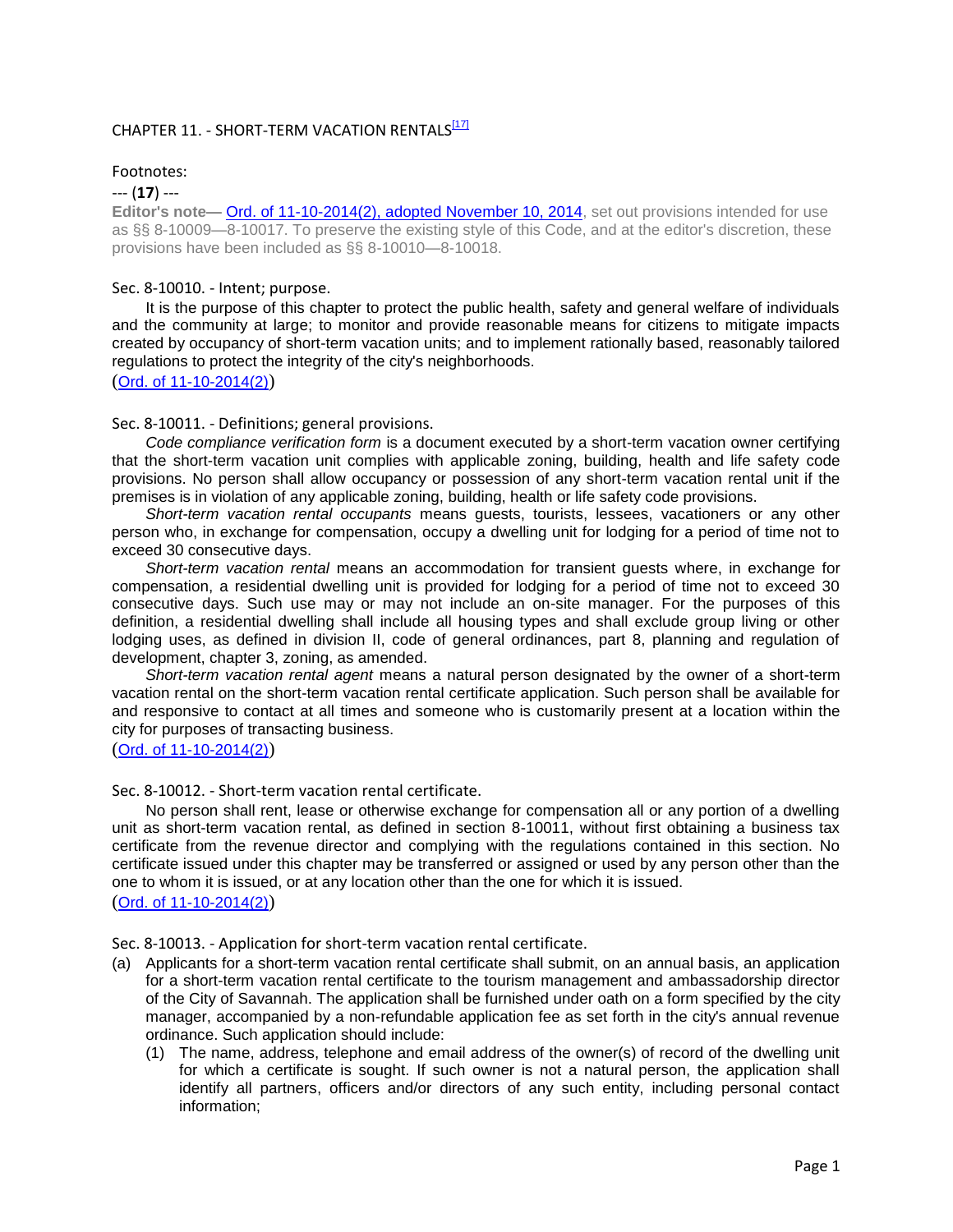# CHAPTER 11. - SHORT-TERM VACATION RENTALS[17]

Footnotes:

--- (**17**) ---

**Editor's note—** Ord. of 11-10-2014(2), adopted November 10, 2014, set out provisions intended for use as §§ 8-10009—8-10017. To preserve the existing style of this Code, and at the editor's discretion, these provisions have been included as §§ 8-10010—8-10018.

## Sec. 8-10010. - Intent; purpose.

It is the purpose of this chapter to protect the public health, safety and general welfare of individuals and the community at large; to monitor and provide reasonable means for citizens to mitigate impacts created by occupancy of short-term vacation units; and to implement rationally based, reasonably tailored regulations to protect the integrity of the city's neighborhoods.

(Ord. of 11-10-2014(2))

## Sec. 8-10011. - Definitions; general provisions.

*Code compliance verification form* is a document executed by a short-term vacation owner certifying that the short-term vacation unit complies with applicable zoning, building, health and life safety code provisions. No person shall allow occupancy or possession of any short-term vacation rental unit if the premises is in violation of any applicable zoning, building, health or life safety code provisions.

*Short-term vacation rental occupants* means guests, tourists, lessees, vacationers or any other person who, in exchange for compensation, occupy a dwelling unit for lodging for a period of time not to exceed 30 consecutive days.

*Short-term vacation rental* means an accommodation for transient guests where, in exchange for compensation, a residential dwelling unit is provided for lodging for a period of time not to exceed 30 consecutive days. Such use may or may not include an on-site manager. For the purposes of this definition, a residential dwelling shall include all housing types and shall exclude group living or other lodging uses, as defined in division II, code of general ordinances, part 8, planning and regulation of development, chapter 3, zoning, as amended.

*Short-term vacation rental agent* means a natural person designated by the owner of a short-term vacation rental on the short-term vacation rental certificate application. Such person shall be available for and responsive to contact at all times and someone who is customarily present at a location within the city for purposes of transacting business.

(Ord. of 11-10-2014(2))

## Sec. 8-10012. - Short-term vacation rental certificate.

No person shall rent, lease or otherwise exchange for compensation all or any portion of a dwelling unit as short-term vacation rental, as defined in section 8-10011, without first obtaining a business tax certificate from the revenue director and complying with the regulations contained in this section. No certificate issued under this chapter may be transferred or assigned or used by any person other than the one to whom it is issued, or at any location other than the one for which it is issued.

(Ord. of 11-10-2014(2))

## Sec. 8-10013. - Application for short-term vacation rental certificate.

(a) Applicants for a short-term vacation rental certificate shall submit, on an annual basis, an application for a short-term vacation rental certificate to the tourism management and ambassadorship director of the City of Savannah. The application shall be furnished under oath on a form specified by the city manager, accompanied by a non-refundable application fee as set forth in the city's annual revenue ordinance. Such application should include:

   (1) The name, address, telephone and email address of the owner(s) of record of the dwelling unit for which a certificate is sought. If such owner is not a natural person, the application shall identify all partners, officers and/or directors of any such entity, including personal contact information;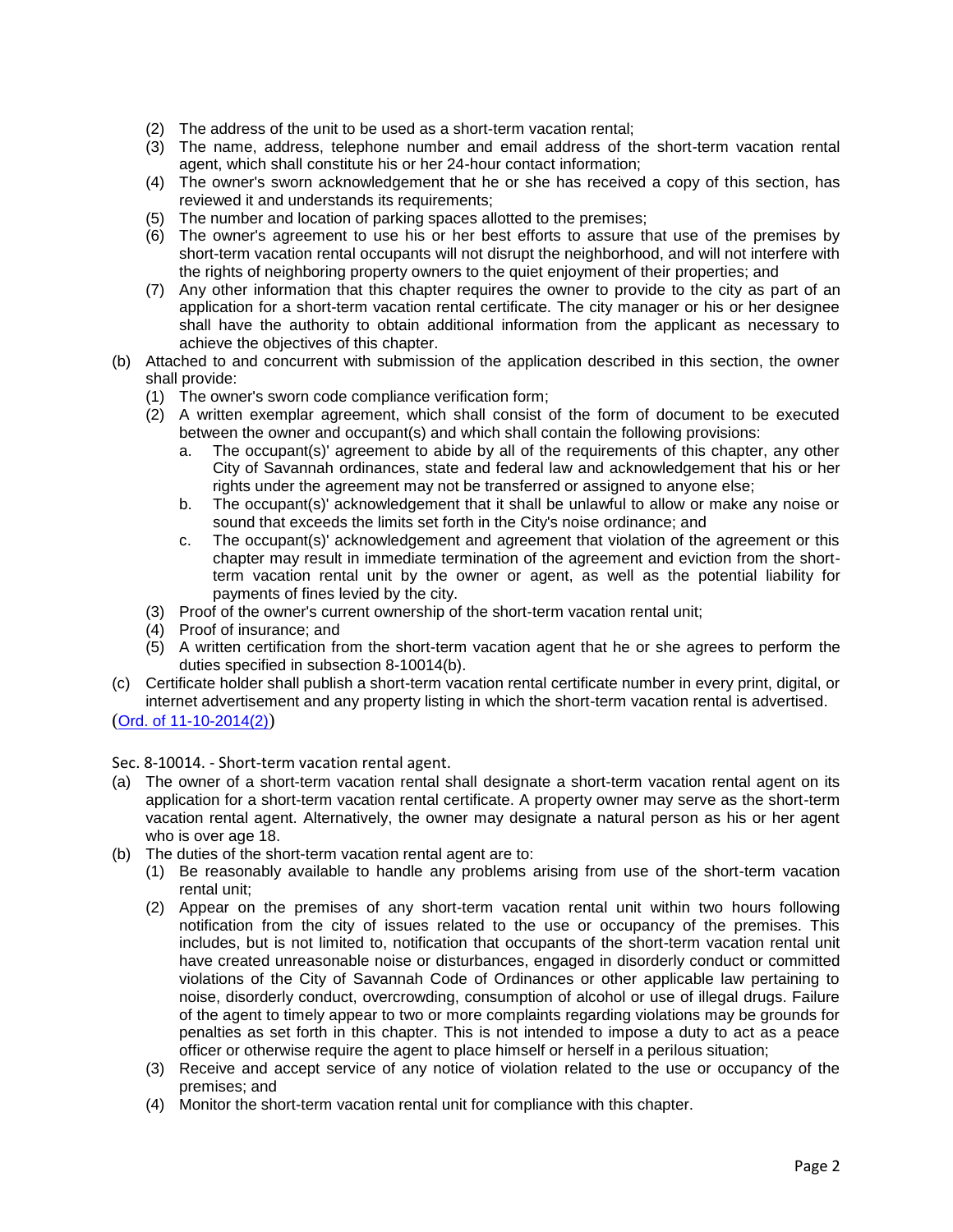(2) The address of the unit to be used as a short-term vacation rental;
(3) The name, address, telephone number and email address of the short-term vacation rental agent, which shall constitute his or her 24-hour contact information;
(4) The owner's sworn acknowledgement that he or she has received a copy of this section, has reviewed it and understands its requirements;
(5) The number and location of parking spaces allotted to the premises;
(6) The owner's agreement to use his or her best efforts to assure that use of the premises by short-term vacation rental occupants will not disrupt the neighborhood, and will not interfere with the rights of neighboring property owners to the quiet enjoyment of their properties; and
(7) Any other information that this chapter requires the owner to provide to the city as part of an application for a short-term vacation rental certificate. The city manager or his or her designee shall have the authority to obtain additional information from the applicant as necessary to achieve the objectives of this chapter.

(b) Attached to and concurrent with submission of the application described in this section, the owner shall provide:
   (1) The owner's sworn code compliance verification form;
   (2) A written exemplar agreement, which shall consist of the form of document to be executed between the owner and occupant(s) and which shall contain the following provisions:
      a. The occupant(s)' agreement to abide by all of the requirements of this chapter, any other City of Savannah ordinances, state and federal law and acknowledgement that his or her rights under the agreement may not be transferred or assigned to anyone else;
      b. The occupant(s)' acknowledgement that it shall be unlawful to allow or make any noise or sound that exceeds the limits set forth in the City's noise ordinance; and
      c. The occupant(s)' acknowledgement and agreement that violation of the agreement or this chapter may result in immediate termination of the agreement and eviction from the short-term vacation rental unit by the owner or agent, as well as the potential liability for payments of fines levied by the city.
   (3) Proof of the owner's current ownership of the short-term vacation rental unit;
   (4) Proof of insurance; and
   (5) A written certification from the short-term vacation agent that he or she agrees to perform the duties specified in subsection 8-10014(b).

(c) Certificate holder shall publish a short-term vacation rental certificate number in every print, digital, or internet advertisement and any property listing in which the short-term vacation rental is advertised.

(Ord. of 11-10-2014(2))

Sec. 8-10014. - Short-term vacation rental agent.

(a) The owner of a short-term vacation rental shall designate a short-term vacation rental agent on its application for a short-term vacation rental certificate. A property owner may serve as the short-term vacation rental agent. Alternatively, the owner may designate a natural person as his or her agent who is over age 18.

(b) The duties of the short-term vacation rental agent are to:
   (1) Be reasonably available to handle any problems arising from use of the short-term vacation rental unit;
   (2) Appear on the premises of any short-term vacation rental unit within two hours following notification from the city of issues related to the use or occupancy of the premises. This includes, but is not limited to, notification that occupants of the short-term vacation rental unit have created unreasonable noise or disturbances, engaged in disorderly conduct or committed violations of the City of Savannah Code of Ordinances or other applicable law pertaining to noise, disorderly conduct, overcrowding, consumption of alcohol or use of illegal drugs. Failure of the agent to timely appear to two or more complaints regarding violations may be grounds for penalties as set forth in this chapter. This is not intended to impose a duty to act as a peace officer or otherwise require the agent to place himself or herself in a perilous situation;
   (3) Receive and accept service of any notice of violation related to the use or occupancy of the premises; and
   (4) Monitor the short-term vacation rental unit for compliance with this chapter.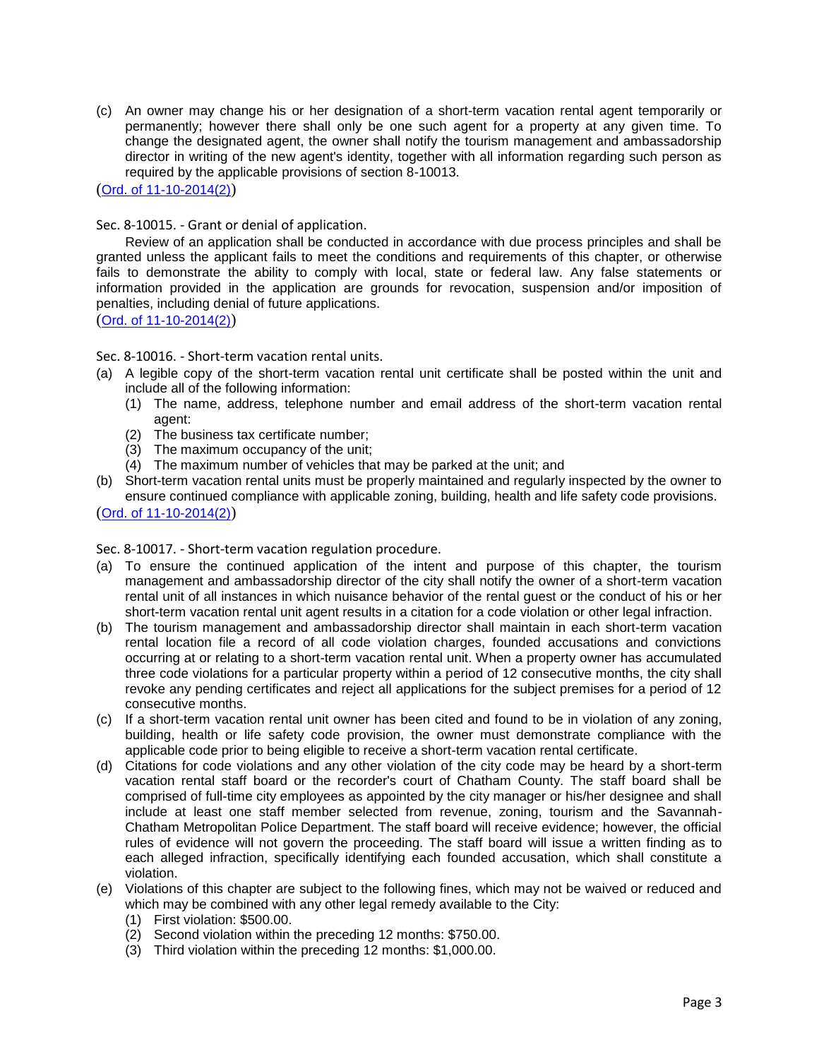(c) An owner may change his or her designation of a short-term vacation rental agent temporarily or permanently; however there shall only be one such agent for a property at any given time. To change the designated agent, the owner shall notify the tourism management and ambassadorship director in writing of the new agent's identity, together with all information regarding such person as required by the applicable provisions of section 8-10013.

([Ord. of 11-10-2014(2)])

Sec. 8-10015. - Grant or denial of application.

Review of an application shall be conducted in accordance with due process principles and shall be granted unless the applicant fails to meet the conditions and requirements of this chapter, or otherwise fails to demonstrate the ability to comply with local, state or federal law. Any false statements or information provided in the application are grounds for revocation, suspension and/or imposition of penalties, including denial of future applications.

([Ord. of 11-10-2014(2)])

Sec. 8-10016. - Short-term vacation rental units.

(a) A legible copy of the short-term vacation rental unit certificate shall be posted within the unit and include all of the following information:
    (1) The name, address, telephone number and email address of the short-term vacation rental agent:
    (2) The business tax certificate number;
    (3) The maximum occupancy of the unit;
    (4) The maximum number of vehicles that may be parked at the unit; and
(b) Short-term vacation rental units must be properly maintained and regularly inspected by the owner to ensure continued compliance with applicable zoning, building, health and life safety code provisions.

([Ord. of 11-10-2014(2)])

Sec. 8-10017. - Short-term vacation regulation procedure.

(a) To ensure the continued application of the intent and purpose of this chapter, the tourism management and ambassadorship director of the city shall notify the owner of a short-term vacation rental unit of all instances in which nuisance behavior of the rental guest or the conduct of his or her short-term vacation rental unit agent results in a citation for a code violation or other legal infraction.
(b) The tourism management and ambassadorship director shall maintain in each short-term vacation rental location file a record of all code violation charges, founded accusations and convictions occurring at or relating to a short-term vacation rental unit. When a property owner has accumulated three code violations for a particular property within a period of 12 consecutive months, the city shall revoke any pending certificates and reject all applications for the subject premises for a period of 12 consecutive months.
(c) If a short-term vacation rental unit owner has been cited and found to be in violation of any zoning, building, health or life safety code provision, the owner must demonstrate compliance with the applicable code prior to being eligible to receive a short-term vacation rental certificate.
(d) Citations for code violations and any other violation of the city code may be heard by a short-term vacation rental staff board or the recorder's court of Chatham County. The staff board shall be comprised of full-time city employees as appointed by the city manager or his/her designee and shall include at least one staff member selected from revenue, zoning, tourism and the Savannah-Chatham Metropolitan Police Department. The staff board will receive evidence; however, the official rules of evidence will not govern the proceeding. The staff board will issue a written finding as to each alleged infraction, specifically identifying each founded accusation, which shall constitute a violation.
(e) Violations of this chapter are subject to the following fines, which may not be waived or reduced and which may be combined with any other legal remedy available to the City:
    (1) First violation: $500.00.
    (2) Second violation within the preceding 12 months: $750.00.
    (3) Third violation within the preceding 12 months: $1,000.00.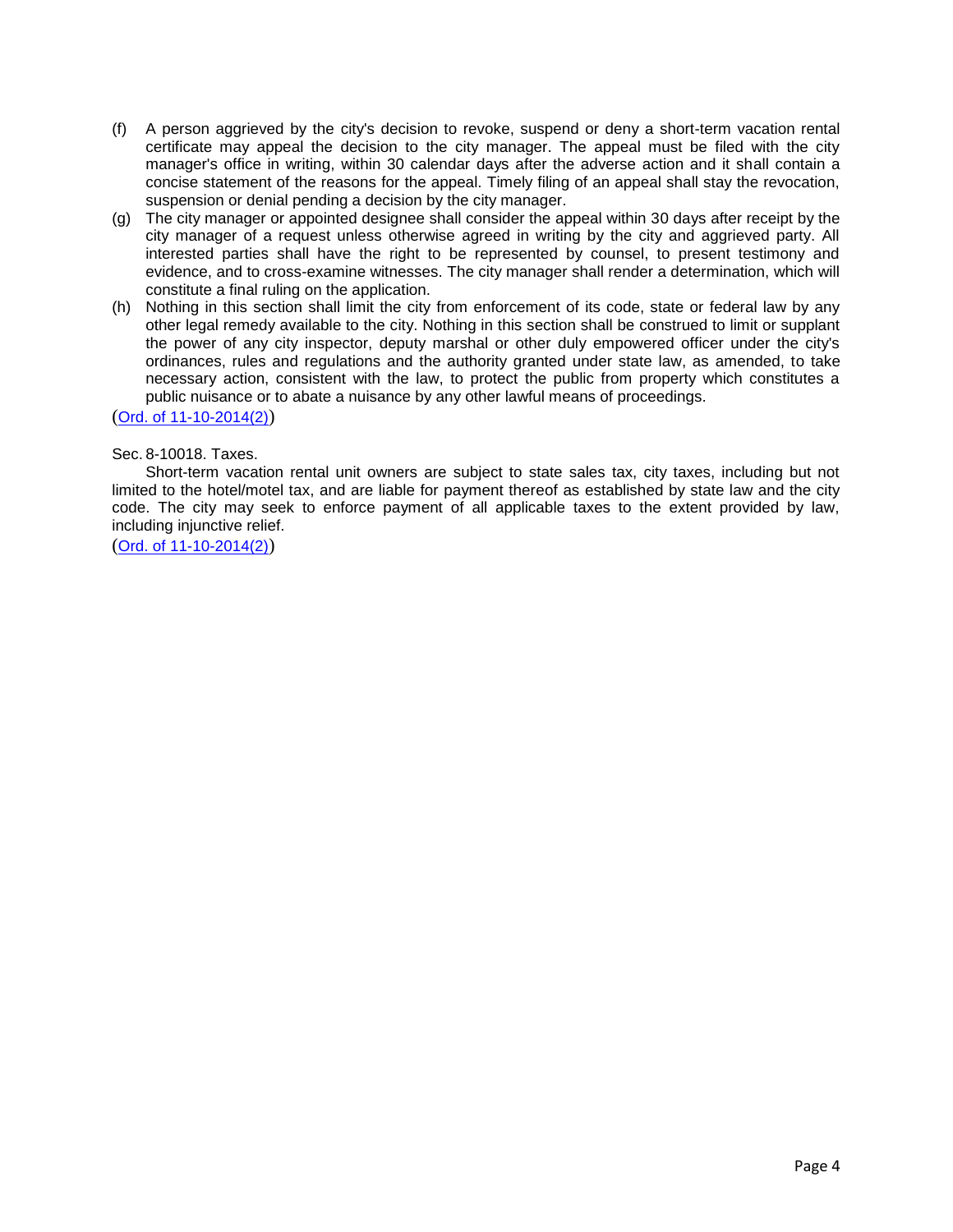(f) A person aggrieved by the city's decision to revoke, suspend or deny a short-term vacation rental certificate may appeal the decision to the city manager. The appeal must be filed with the city manager's office in writing, within 30 calendar days after the adverse action and it shall contain a concise statement of the reasons for the appeal. Timely filing of an appeal shall stay the revocation, suspension or denial pending a decision by the city manager.

(g) The city manager or appointed designee shall consider the appeal within 30 days after receipt by the city manager of a request unless otherwise agreed in writing by the city and aggrieved party. All interested parties shall have the right to be represented by counsel, to present testimony and evidence, and to cross-examine witnesses. The city manager shall render a determination, which will constitute a final ruling on the application.

(h) Nothing in this section shall limit the city from enforcement of its code, state or federal law by any other legal remedy available to the city. Nothing in this section shall be construed to limit or supplant the power of any city inspector, deputy marshal or other duly empowered officer under the city's ordinances, rules and regulations and the authority granted under state law, as amended, to take necessary action, consistent with the law, to protect the public from property which constitutes a public nuisance or to abate a nuisance by any other lawful means of proceedings.

(Ord. of 11-10-2014(2))

Sec. 8-10018. Taxes.

Short-term vacation rental unit owners are subject to state sales tax, city taxes, including but not limited to the hotel/motel tax, and are liable for payment thereof as established by state law and the city code. The city may seek to enforce payment of all applicable taxes to the extent provided by law, including injunctive relief.

(Ord. of 11-10-2014(2))